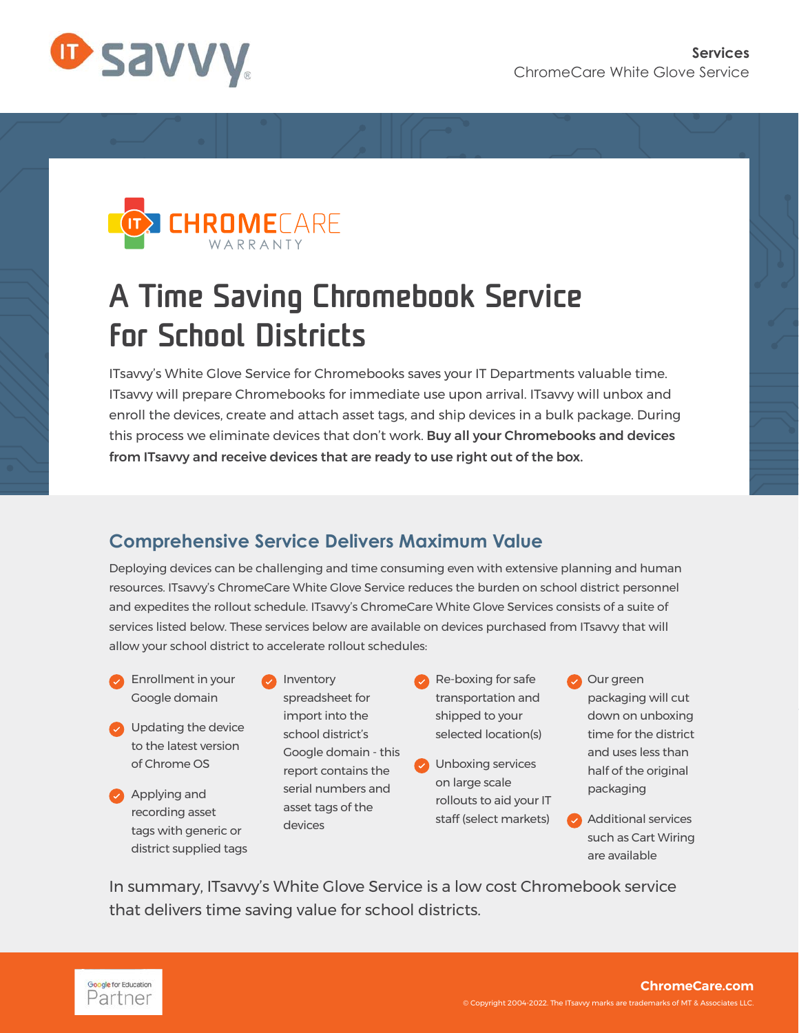**Services**
ChromeCare White Glove Service

CHROMECARE WARRANTY

# A Time Saving Chromebook Service for School Districts

ITsavvy's White Glove Service for Chromebooks saves your IT Departments valuable time. ITsavvy will prepare Chromebooks for immediate use upon arrival. ITsavvy will unbox and enroll the devices, create and attach asset tags, and ship devices in a bulk package. During this process we eliminate devices that don't work. **Buy all your Chromebooks and devices from ITsavvy and receive devices that are ready to use right out of the box.**

## Comprehensive Service Delivers Maximum Value

Deploying devices can be challenging and time consuming even with extensive planning and human resources. ITsavvy's ChromeCare White Glove Service reduces the burden on school district personnel and expedites the rollout schedule. ITsavvy's ChromeCare White Glove Services consists of a suite of services listed below. These services below are available on devices purchased from ITsavvy that will allow your school district to accelerate rollout schedules:

- Enrollment in your Google domain
- Updating the device to the latest version of Chrome OS
- Applying and recording asset tags with generic or district supplied tags
- Inventory spreadsheet for import into the school district's Google domain - this report contains the serial numbers and asset tags of the devices
- Re-boxing for safe transportation and shipped to your selected location(s)
- Unboxing services on large scale rollouts to aid your IT staff (select markets)
- Our green packaging will cut down on unboxing time for the district and uses less than half of the original packaging
- Additional services such as Cart Wiring are available

In summary, ITsavvy's White Glove Service is a low cost Chromebook service that delivers time saving value for school districts.

Google for Education Partner

**ChromeCare.com**

© Copyright 2004-2022. The ITsavvy marks are trademarks of MT & Associates LLC.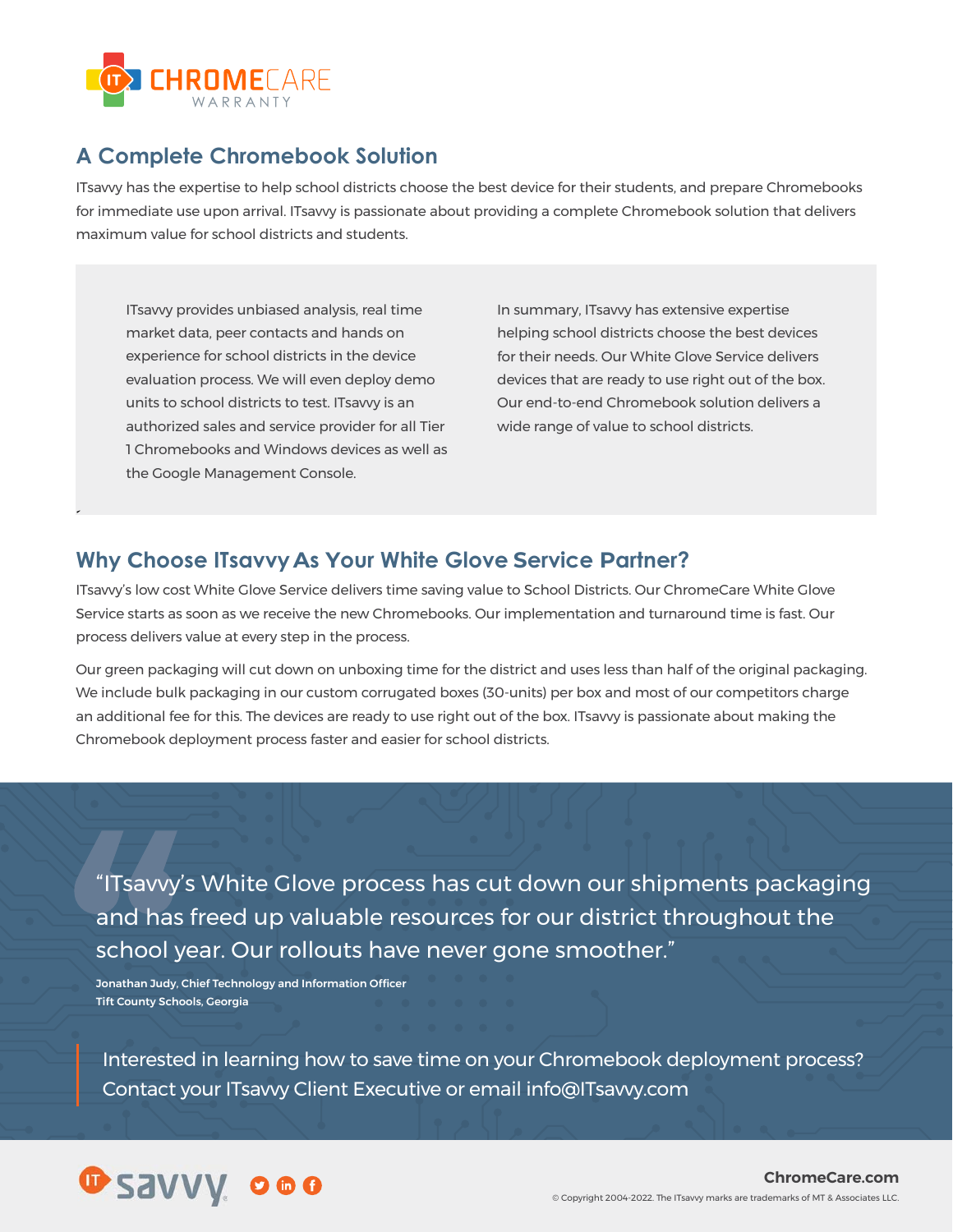CHROMECARE WARRANTY

## A Complete Chromebook Solution

ITsavvy has the expertise to help school districts choose the best device for their students, and prepare Chromebooks for immediate use upon arrival. ITsavvy is passionate about providing a complete Chromebook solution that delivers maximum value for school districts and students.

ITsavvy provides unbiased analysis, real time market data, peer contacts and hands on experience for school districts in the device evaluation process. We will even deploy demo units to school districts to test. ITsavvy is an authorized sales and service provider for all Tier 1 Chromebooks and Windows devices as well as the Google Management Console.

In summary, ITsavvy has extensive expertise helping school districts choose the best devices for their needs. Our White Glove Service delivers devices that are ready to use right out of the box. Our end-to-end Chromebook solution delivers a wide range of value to school districts.

## Why Choose ITsavvy As Your White Glove Service Partner?

ITsavvy's low cost White Glove Service delivers time saving value to School Districts. Our ChromeCare White Glove Service starts as soon as we receive the new Chromebooks. Our implementation and turnaround time is fast. Our process delivers value at every step in the process.

Our green packaging will cut down on unboxing time for the district and uses less than half of the original packaging. We include bulk packaging in our custom corrugated boxes (30-units) per box and most of our competitors charge an additional fee for this. The devices are ready to use right out of the box. ITsavvy is passionate about making the Chromebook deployment process faster and easier for school districts.

> "ITsavvy's White Glove process has cut down our shipments packaging and has freed up valuable resources for our district throughout the school year. Our rollouts have never gone smoother."
>
> **Jonathan Judy, Chief Technology and Information Officer**
> **Tift County Schools, Georgia**

Interested in learning how to save time on your Chromebook deployment process? Contact your ITsavvy Client Executive or email info@ITsavvy.com

ITsavvy

**ChromeCare.com**

© Copyright 2004-2022. The ITsavvy marks are trademarks of MT & Associates LLC.